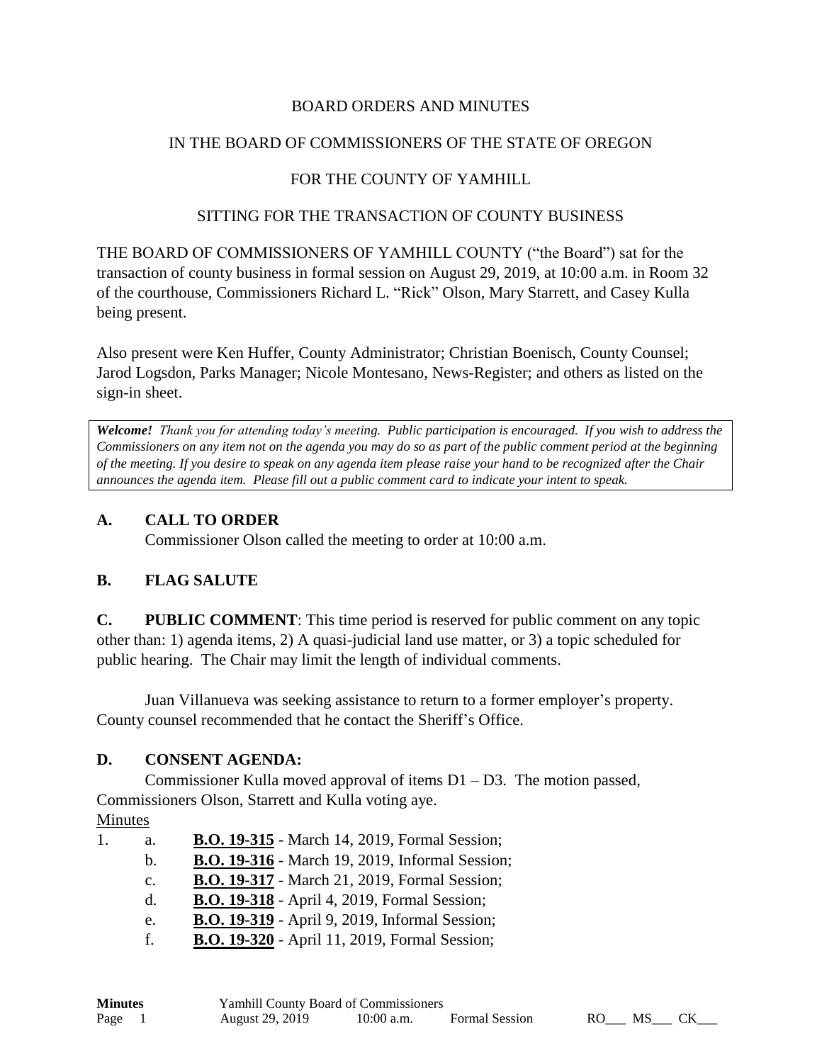BOARD ORDERS AND MINUTES

IN THE BOARD OF COMMISSIONERS OF THE STATE OF OREGON

FOR THE COUNTY OF YAMHILL

SITTING FOR THE TRANSACTION OF COUNTY BUSINESS

THE BOARD OF COMMISSIONERS OF YAMHILL COUNTY ("the Board") sat for the transaction of county business in formal session on August 29, 2019, at 10:00 a.m. in Room 32 of the courthouse, Commissioners Richard L. "Rick" Olson, Mary Starrett, and Casey Kulla being present.

Also present were Ken Huffer, County Administrator; Christian Boenisch, County Counsel; Jarod Logsdon, Parks Manager; Nicole Montesano, News-Register; and others as listed on the sign-in sheet.

> ***Welcome!*** *Thank you for attending today's meeting. Public participation is encouraged. If you wish to address the Commissioners on any item not on the agenda you may do so as part of the public comment period at the beginning of the meeting. If you desire to speak on any agenda item please raise your hand to be recognized after the Chair announces the agenda item. Please fill out a public comment card to indicate your intent to speak.*

## A. CALL TO ORDER

Commissioner Olson called the meeting to order at 10:00 a.m.

## B. FLAG SALUTE

**C. PUBLIC COMMENT**: This time period is reserved for public comment on any topic other than: 1) agenda items, 2) A quasi-judicial land use matter, or 3) a topic scheduled for public hearing. The Chair may limit the length of individual comments.

Juan Villanueva was seeking assistance to return to a former employer's property. County counsel recommended that he contact the Sheriff's Office.

## D. CONSENT AGENDA:

Commissioner Kulla moved approval of items D1 – D3. The motion passed, Commissioners Olson, Starrett and Kulla voting aye.

Minutes

1. a. **B.O. 19-315** - March 14, 2019, Formal Session;
   b. **B.O. 19-316** - March 19, 2019, Informal Session;
   c. **B.O. 19-317** - March 21, 2019, Formal Session;
   d. **B.O. 19-318** - April 4, 2019, Formal Session;
   e. **B.O. 19-319** - April 9, 2019, Informal Session;
   f. **B.O. 19-320** - April 11, 2019, Formal Session;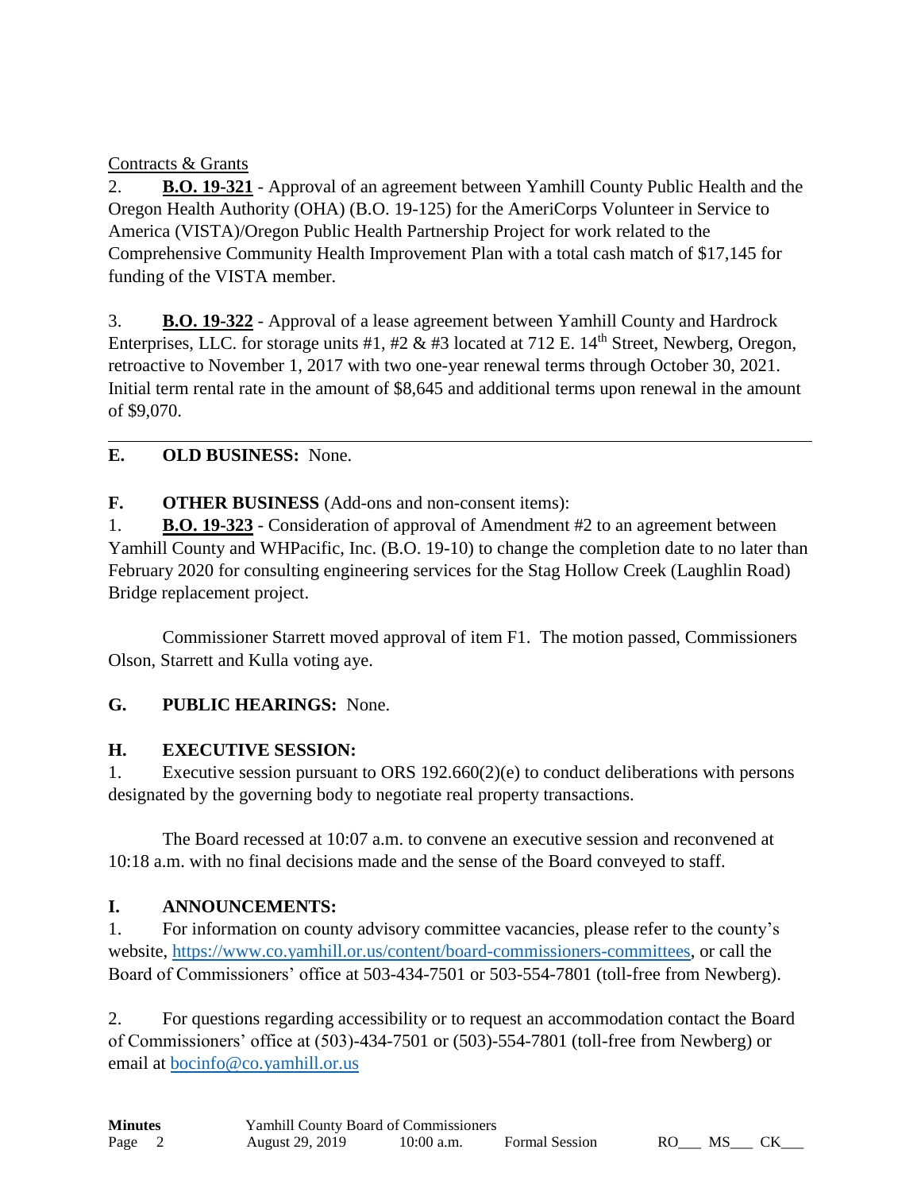Contracts & Grants

2. **B.O. 19-321** - Approval of an agreement between Yamhill County Public Health and the Oregon Health Authority (OHA) (B.O. 19-125) for the AmeriCorps Volunteer in Service to America (VISTA)/Oregon Public Health Partnership Project for work related to the Comprehensive Community Health Improvement Plan with a total cash match of $17,145 for funding of the VISTA member.

3. **B.O. 19-322** - Approval of a lease agreement between Yamhill County and Hardrock Enterprises, LLC. for storage units #1, #2 & #3 located at 712 E. 14th Street, Newberg, Oregon, retroactive to November 1, 2017 with two one-year renewal terms through October 30, 2021. Initial term rental rate in the amount of $8,645 and additional terms upon renewal in the amount of $9,070.

---

**E. OLD BUSINESS:** None.

**F. OTHER BUSINESS** (Add-ons and non-consent items):

1. **B.O. 19-323** - Consideration of approval of Amendment #2 to an agreement between Yamhill County and WHPacific, Inc. (B.O. 19-10) to change the completion date to no later than February 2020 for consulting engineering services for the Stag Hollow Creek (Laughlin Road) Bridge replacement project.

Commissioner Starrett moved approval of item F1. The motion passed, Commissioners Olson, Starrett and Kulla voting aye.

**G. PUBLIC HEARINGS:** None.

**H. EXECUTIVE SESSION:**

1. Executive session pursuant to ORS 192.660(2)(e) to conduct deliberations with persons designated by the governing body to negotiate real property transactions.

The Board recessed at 10:07 a.m. to convene an executive session and reconvened at 10:18 a.m. with no final decisions made and the sense of the Board conveyed to staff.

**I. ANNOUNCEMENTS:**

1. For information on county advisory committee vacancies, please refer to the county's website, https://www.co.yamhill.or.us/content/board-commissioners-committees, or call the Board of Commissioners' office at 503-434-7501 or 503-554-7801 (toll-free from Newberg).

2. For questions regarding accessibility or to request an accommodation contact the Board of Commissioners' office at (503)-434-7501 or (503)-554-7801 (toll-free from Newberg) or email at bocinfo@co.yamhill.or.us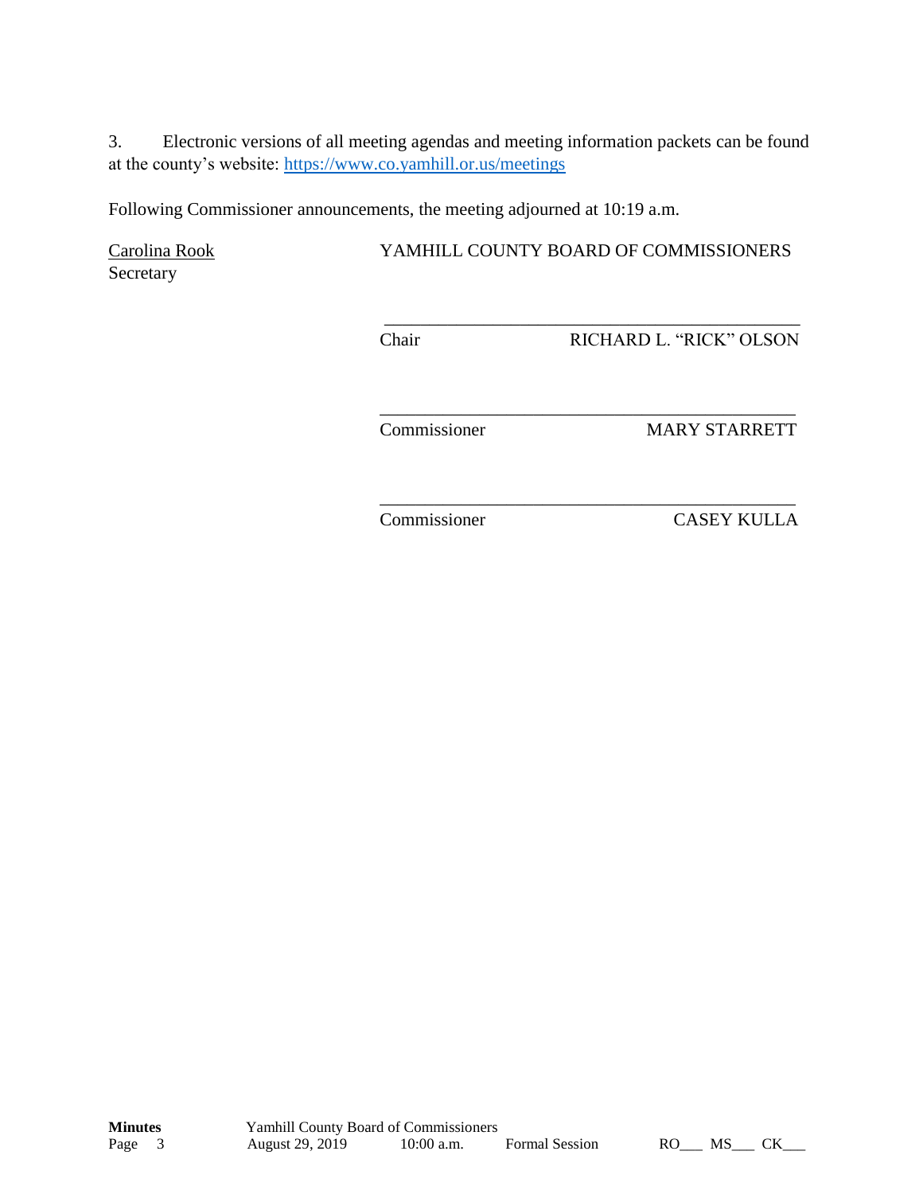3. Electronic versions of all meeting agendas and meeting information packets can be found at the county's website: https://www.co.yamhill.or.us/meetings

Following Commissioner announcements, the meeting adjourned at 10:19 a.m.

Carolina Rook
Secretary

YAMHILL COUNTY BOARD OF COMMISSIONERS

\_\_\_\_\_\_\_\_\_\_\_\_\_\_\_\_\_\_\_\_\_\_\_\_\_\_\_\_\_\_\_\_\_\_\_\_\_\_\_\_\_\_\_\_
Chair RICHARD L. "RICK" OLSON

\_\_\_\_\_\_\_\_\_\_\_\_\_\_\_\_\_\_\_\_\_\_\_\_\_\_\_\_\_\_\_\_\_\_\_\_\_\_\_\_\_\_\_\_
Commissioner MARY STARRETT

\_\_\_\_\_\_\_\_\_\_\_\_\_\_\_\_\_\_\_\_\_\_\_\_\_\_\_\_\_\_\_\_\_\_\_\_\_\_\_\_\_\_\_\_
Commissioner CASEY KULLA